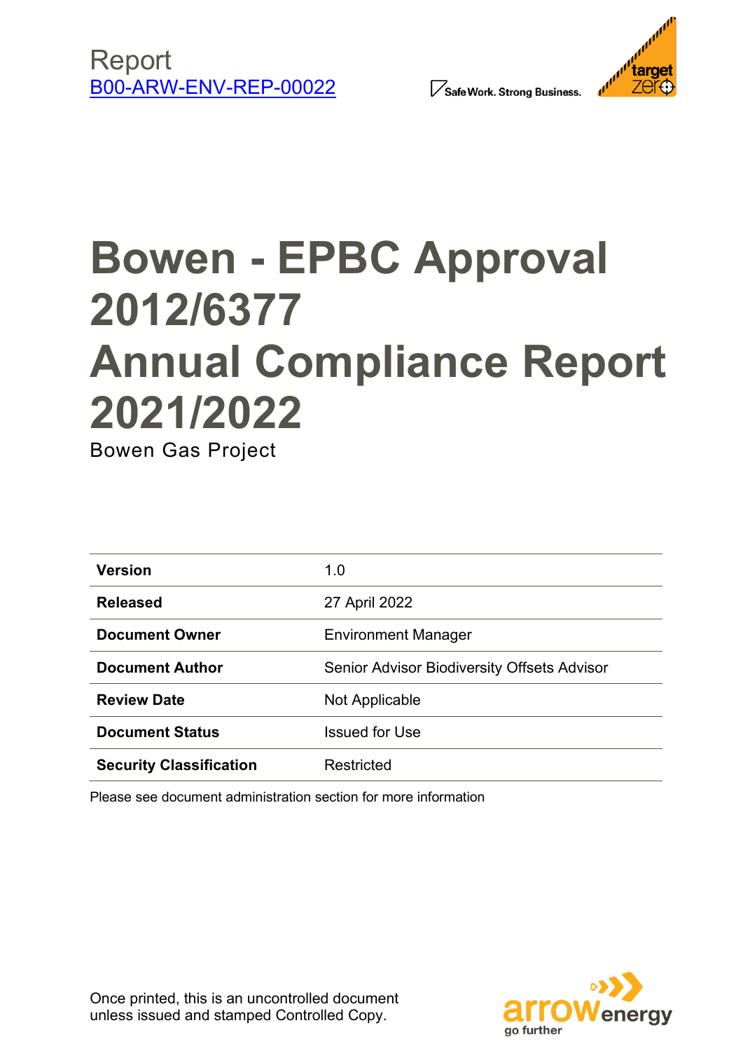Report
B00-ARW-ENV-REP-00022

Safe Work. Strong Business.

# Bowen - EPBC Approval 2012/6377 Annual Compliance Report 2021/2022

Bowen Gas Project

| | |
|---|---|
| **Version** | 1.0 |
| **Released** | 27 April 2022 |
| **Document Owner** | Environment Manager |
| **Document Author** | Senior Advisor Biodiversity Offsets Advisor |
| **Review Date** | Not Applicable |
| **Document Status** | Issued for Use |
| **Security Classification** | Restricted |

Please see document administration section for more information

Once printed, this is an uncontrolled document unless issued and stamped Controlled Copy.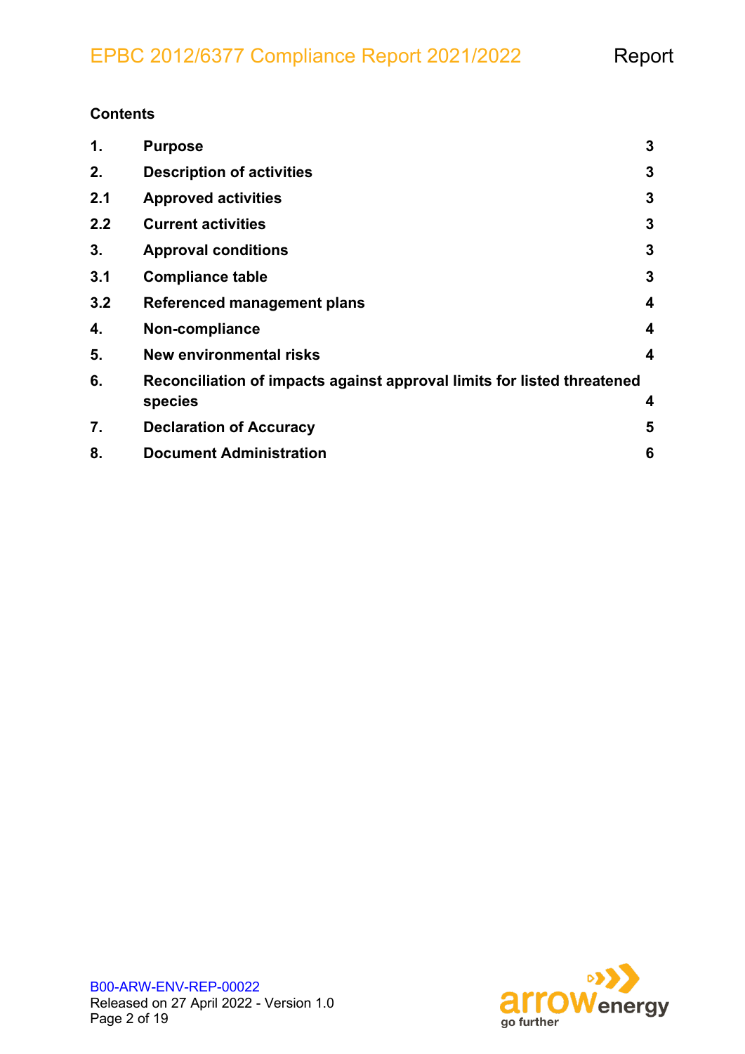**Contents**

| | | |
|---|---|---|
| **1.** | **Purpose** | **3** |
| **2.** | **Description of activities** | **3** |
| **2.1** | **Approved activities** | **3** |
| **2.2** | **Current activities** | **3** |
| **3.** | **Approval conditions** | **3** |
| **3.1** | **Compliance table** | **3** |
| **3.2** | **Referenced management plans** | **4** |
| **4.** | **Non-compliance** | **4** |
| **5.** | **New environmental risks** | **4** |
| **6.** | **Reconciliation of impacts against approval limits for listed threatened species** | **4** |
| **7.** | **Declaration of Accuracy** | **5** |
| **8.** | **Document Administration** | **6** |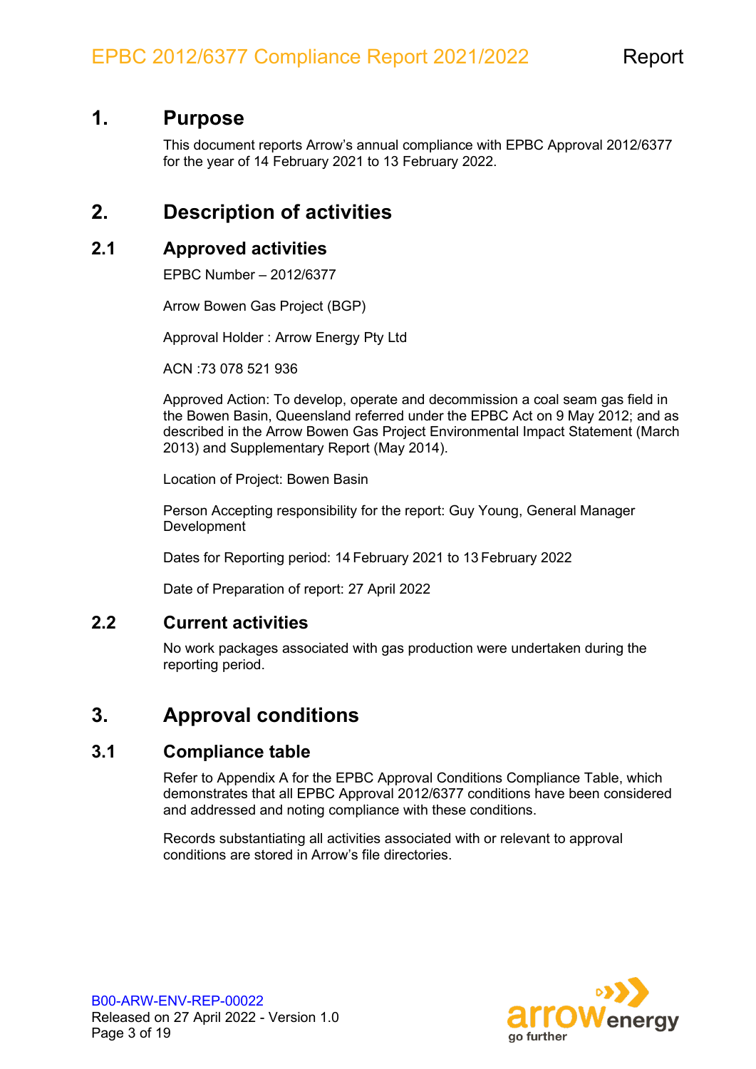# 1. Purpose

This document reports Arrow's annual compliance with EPBC Approval 2012/6377 for the year of 14 February 2021 to 13 February 2022.

# 2. Description of activities

## 2.1 Approved activities

EPBC Number – 2012/6377

Arrow Bowen Gas Project (BGP)

Approval Holder : Arrow Energy Pty Ltd

ACN :73 078 521 936

Approved Action: To develop, operate and decommission a coal seam gas field in the Bowen Basin, Queensland referred under the EPBC Act on 9 May 2012; and as described in the Arrow Bowen Gas Project Environmental Impact Statement (March 2013) and Supplementary Report (May 2014).

Location of Project: Bowen Basin

Person Accepting responsibility for the report: Guy Young, General Manager Development

Dates for Reporting period: 14 February 2021 to 13 February 2022

Date of Preparation of report: 27 April 2022

## 2.2 Current activities

No work packages associated with gas production were undertaken during the reporting period.

# 3. Approval conditions

## 3.1 Compliance table

Refer to Appendix A for the EPBC Approval Conditions Compliance Table, which demonstrates that all EPBC Approval 2012/6377 conditions have been considered and addressed and noting compliance with these conditions.

Records substantiating all activities associated with or relevant to approval conditions are stored in Arrow's file directories.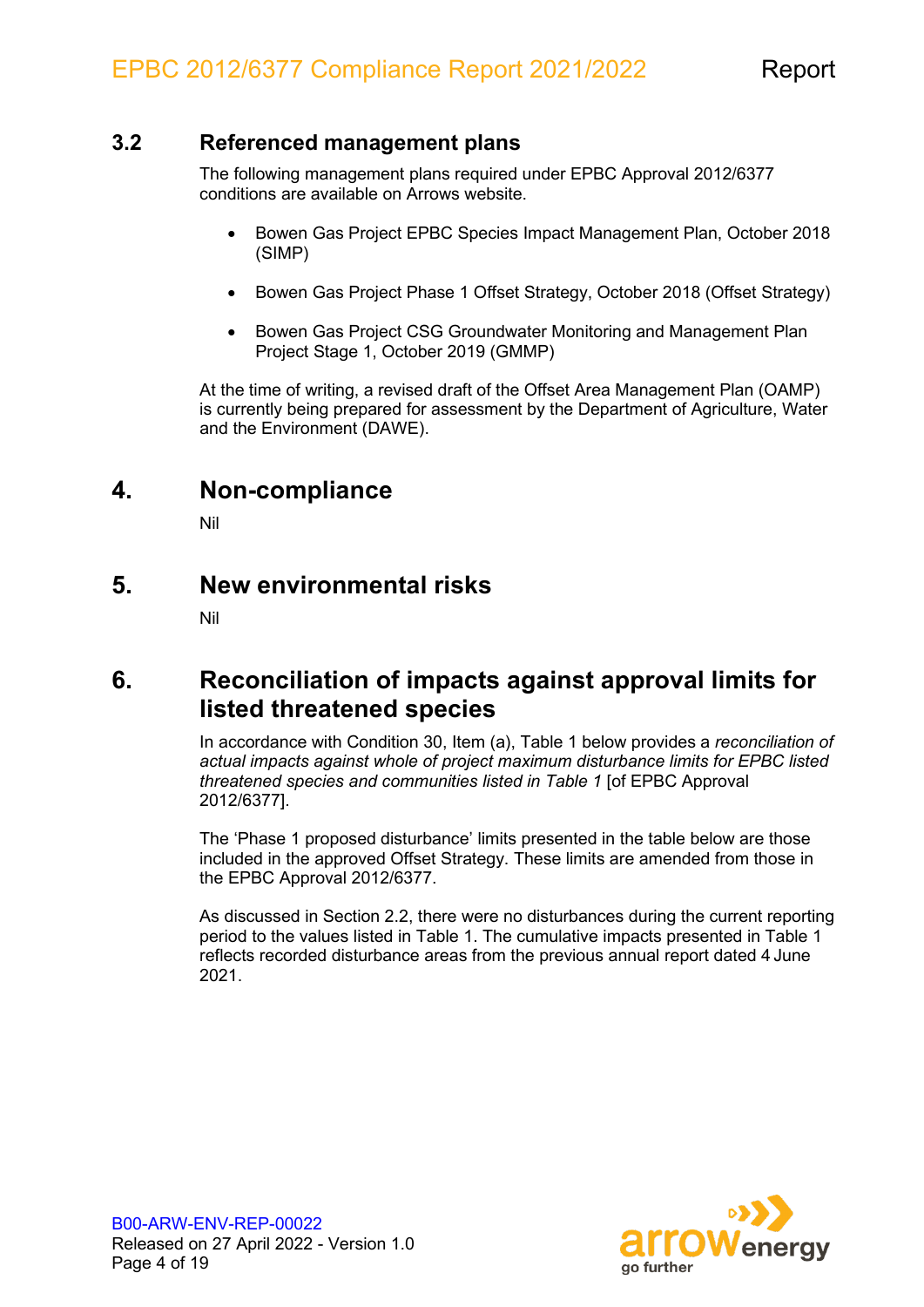### 3.2 Referenced management plans

The following management plans required under EPBC Approval 2012/6377 conditions are available on Arrows website.

- Bowen Gas Project EPBC Species Impact Management Plan, October 2018 (SIMP)
- Bowen Gas Project Phase 1 Offset Strategy, October 2018 (Offset Strategy)
- Bowen Gas Project CSG Groundwater Monitoring and Management Plan Project Stage 1, October 2019 (GMMP)

At the time of writing, a revised draft of the Offset Area Management Plan (OAMP) is currently being prepared for assessment by the Department of Agriculture, Water and the Environment (DAWE).

## 4. Non-compliance

Nil

## 5. New environmental risks

Nil

## 6. Reconciliation of impacts against approval limits for listed threatened species

In accordance with Condition 30, Item (a), Table 1 below provides a *reconciliation of actual impacts against whole of project maximum disturbance limits for EPBC listed threatened species and communities listed in Table 1* [of EPBC Approval 2012/6377].

The 'Phase 1 proposed disturbance' limits presented in the table below are those included in the approved Offset Strategy. These limits are amended from those in the EPBC Approval 2012/6377.

As discussed in Section 2.2, there were no disturbances during the current reporting period to the values listed in Table 1. The cumulative impacts presented in Table 1 reflects recorded disturbance areas from the previous annual report dated 4 June 2021.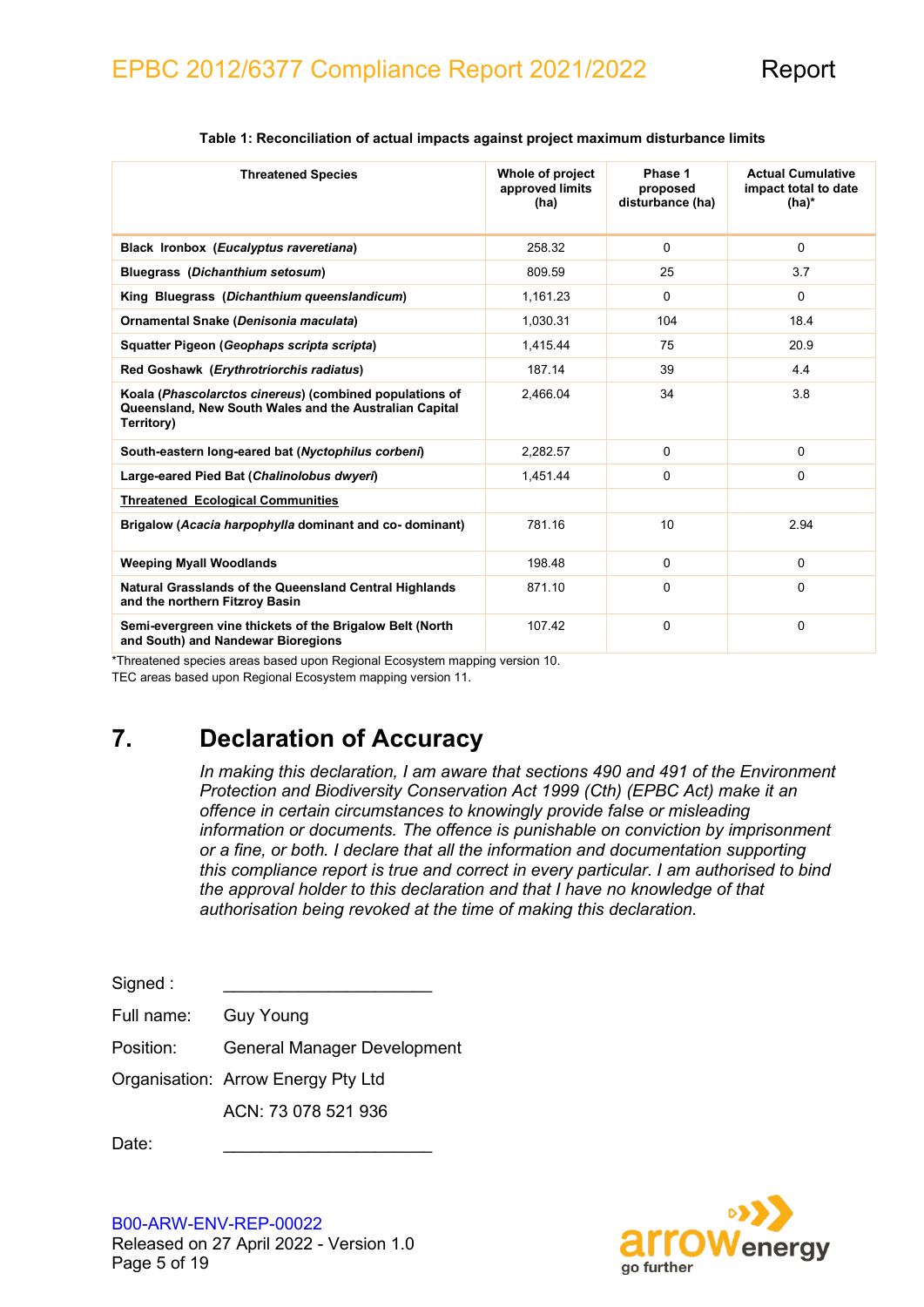**Table 1: Reconciliation of actual impacts against project maximum disturbance limits**

| Threatened Species | Whole of project approved limits (ha) | Phase 1 proposed disturbance (ha) | Actual Cumulative impact total to date (ha)* |
|---|---|---|---|
| **Black Ironbox (*Eucalyptus raveretiana*)** | 258.32 | 0 | 0 |
| **Bluegrass (*Dichanthium setosum*)** | 809.59 | 25 | 3.7 |
| **King Bluegrass (*Dichanthium queenslandicum*)** | 1,161.23 | 0 | 0 |
| **Ornamental Snake (*Denisonia maculata*)** | 1,030.31 | 104 | 18.4 |
| **Squatter Pigeon (*Geophaps scripta scripta*)** | 1,415.44 | 75 | 20.9 |
| **Red Goshawk (*Erythrotriorchis radiatus*)** | 187.14 | 39 | 4.4 |
| **Koala (*Phascolarctos cinereus*) (combined populations of Queensland, New South Wales and the Australian Capital Territory)** | 2,466.04 | 34 | 3.8 |
| **South-eastern long-eared bat (*Nyctophilus corbeni*)** | 2,282.57 | 0 | 0 |
| **Large-eared Pied Bat (*Chalinolobus dwyeri*)** | 1,451.44 | 0 | 0 |
| **Threatened Ecological Communities** | | | |
| **Brigalow (*Acacia harpophylla* dominant and co- dominant)** | 781.16 | 10 | 2.94 |
| **Weeping Myall Woodlands** | 198.48 | 0 | 0 |
| **Natural Grasslands of the Queensland Central Highlands and the northern Fitzroy Basin** | 871.10 | 0 | 0 |
| **Semi-evergreen vine thickets of the Brigalow Belt (North and South) and Nandewar Bioregions** | 107.42 | 0 | 0 |

*Threatened species areas based upon Regional Ecosystem mapping version 10.
TEC areas based upon Regional Ecosystem mapping version 11.

# 7. Declaration of Accuracy

*In making this declaration, I am aware that sections 490 and 491 of the Environment Protection and Biodiversity Conservation Act 1999 (Cth) (EPBC Act) make it an offence in certain circumstances to knowingly provide false or misleading information or documents. The offence is punishable on conviction by imprisonment or a fine, or both. I declare that all the information and documentation supporting this compliance report is true and correct in every particular. I am authorised to bind the approval holder to this declaration and that I have no knowledge of that authorisation being revoked at the time of making this declaration.*

Signed : ____________________

Full name: Guy Young

Position: General Manager Development

Organisation: Arrow Energy Pty Ltd

ACN: 73 078 521 936

Date: ____________________

B00-ARW-ENV-REP-00022
Released on 27 April 2022 - Version 1.0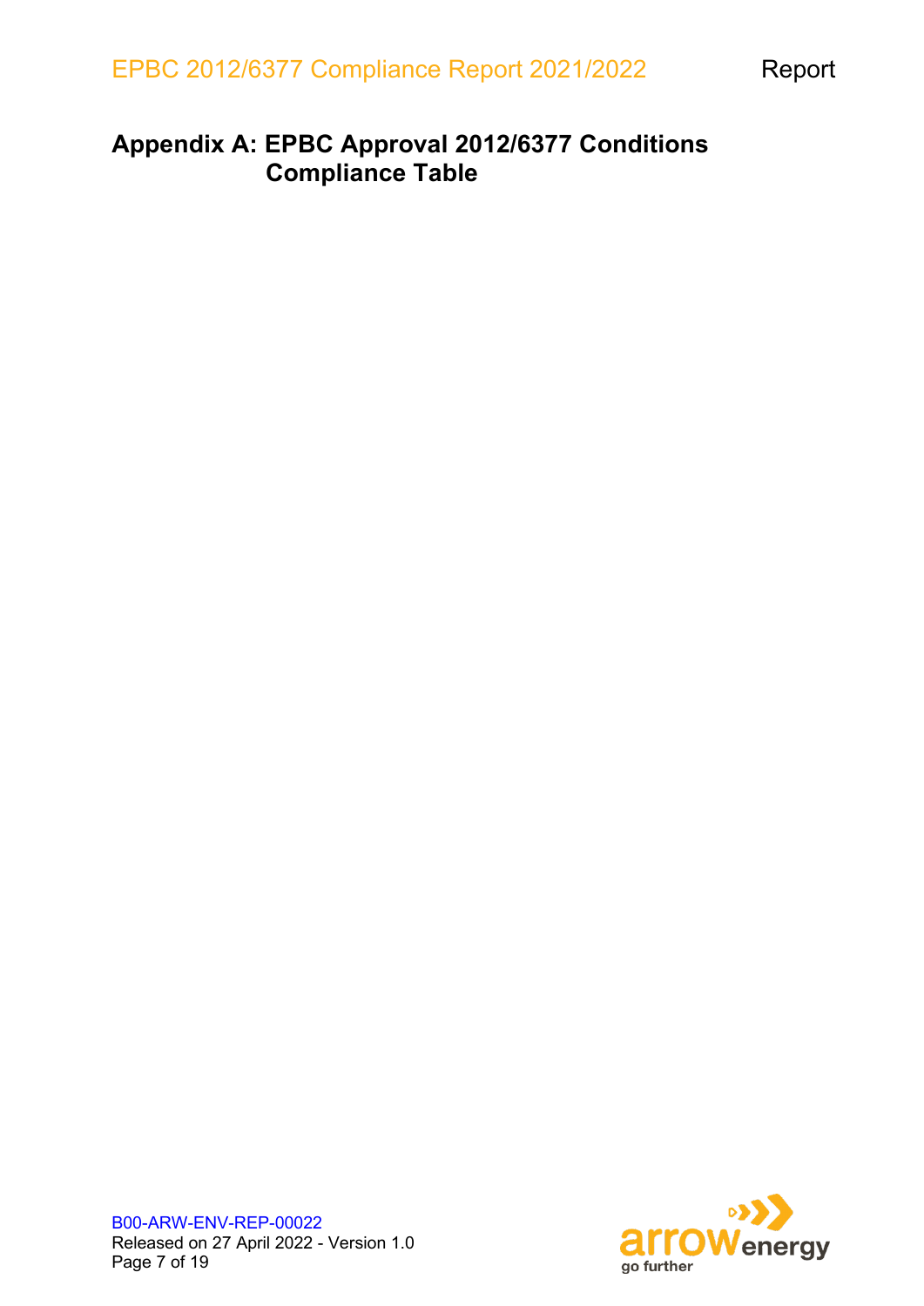# Appendix A: EPBC Approval 2012/6377 Conditions Compliance Table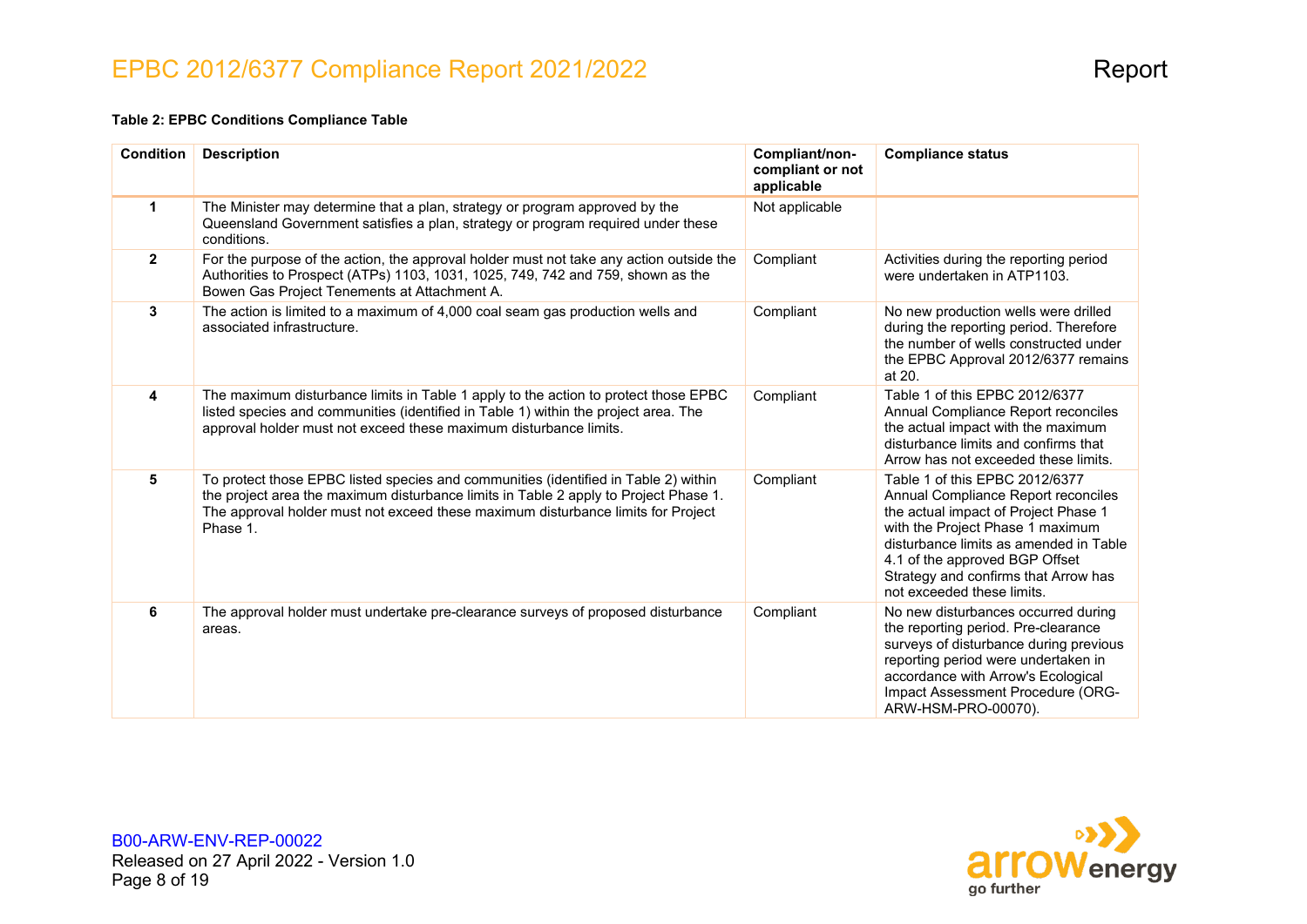**Table 2: EPBC Conditions Compliance Table**

| Condition | Description | Compliant/non-compliant or not applicable | Compliance status |
|---|---|---|---|
| 1 | The Minister may determine that a plan, strategy or program approved by the Queensland Government satisfies a plan, strategy or program required under these conditions. | Not applicable | |
| 2 | For the purpose of the action, the approval holder must not take any action outside the Authorities to Prospect (ATPs) 1103, 1031, 1025, 749, 742 and 759, shown as the Bowen Gas Project Tenements at Attachment A. | Compliant | Activities during the reporting period were undertaken in ATP1103. |
| 3 | The action is limited to a maximum of 4,000 coal seam gas production wells and associated infrastructure. | Compliant | No new production wells were drilled during the reporting period. Therefore the number of wells constructed under the EPBC Approval 2012/6377 remains at 20. |
| 4 | The maximum disturbance limits in Table 1 apply to the action to protect those EPBC listed species and communities (identified in Table 1) within the project area. The approval holder must not exceed these maximum disturbance limits. | Compliant | Table 1 of this EPBC 2012/6377 Annual Compliance Report reconciles the actual impact with the maximum disturbance limits and confirms that Arrow has not exceeded these limits. |
| 5 | To protect those EPBC listed species and communities (identified in Table 2) within the project area the maximum disturbance limits in Table 2 apply to Project Phase 1. The approval holder must not exceed these maximum disturbance limits for Project Phase 1. | Compliant | Table 1 of this EPBC 2012/6377 Annual Compliance Report reconciles the actual impact of Project Phase 1 with the Project Phase 1 maximum disturbance limits as amended in Table 4.1 of the approved BGP Offset Strategy and confirms that Arrow has not exceeded these limits. |
| 6 | The approval holder must undertake pre-clearance surveys of proposed disturbance areas. | Compliant | No new disturbances occurred during the reporting period. Pre-clearance surveys of disturbance during previous reporting period were undertaken in accordance with Arrow's Ecological Impact Assessment Procedure (ORG-ARW-HSM-PRO-00070). |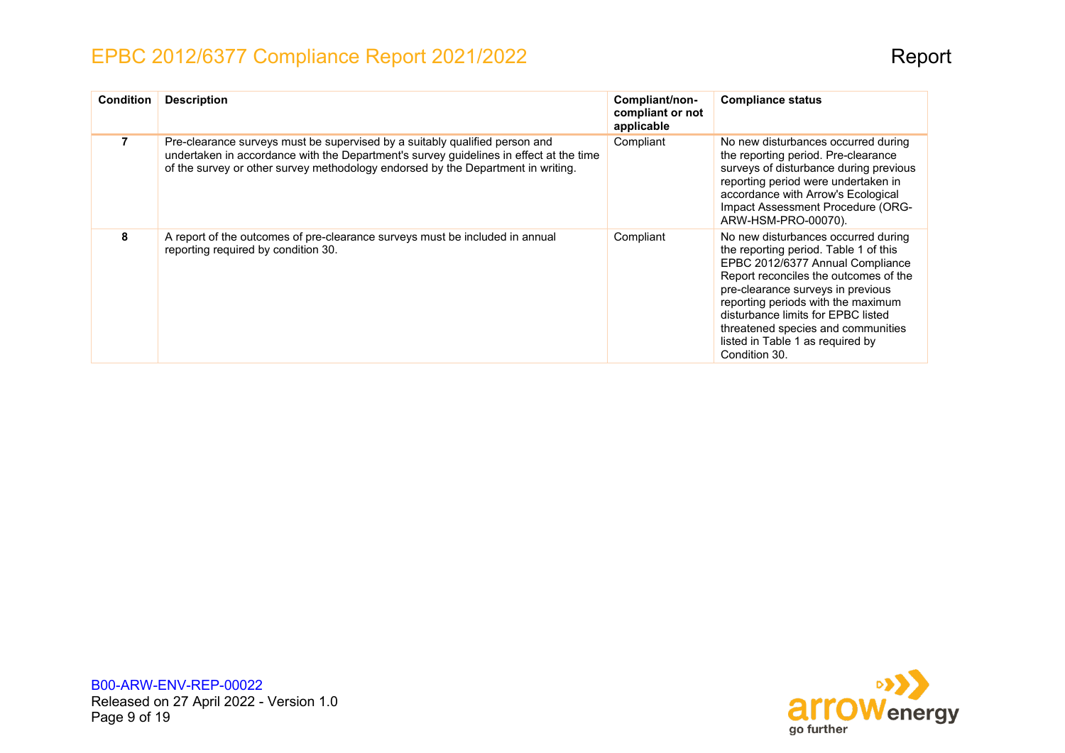| Condition | Description | Compliant/non-compliant or not applicable | Compliance status |
|---|---|---|---|
| 7 | Pre-clearance surveys must be supervised by a suitably qualified person and undertaken in accordance with the Department's survey guidelines in effect at the time of the survey or other survey methodology endorsed by the Department in writing. | Compliant | No new disturbances occurred during the reporting period. Pre-clearance surveys of disturbance during previous reporting period were undertaken in accordance with Arrow's Ecological Impact Assessment Procedure (ORG-ARW-HSM-PRO-00070). |
| 8 | A report of the outcomes of pre-clearance surveys must be included in annual reporting required by condition 30. | Compliant | No new disturbances occurred during the reporting period. Table 1 of this EPBC 2012/6377 Annual Compliance Report reconciles the outcomes of the pre-clearance surveys in previous reporting periods with the maximum disturbance limits for EPBC listed threatened species and communities listed in Table 1 as required by Condition 30. |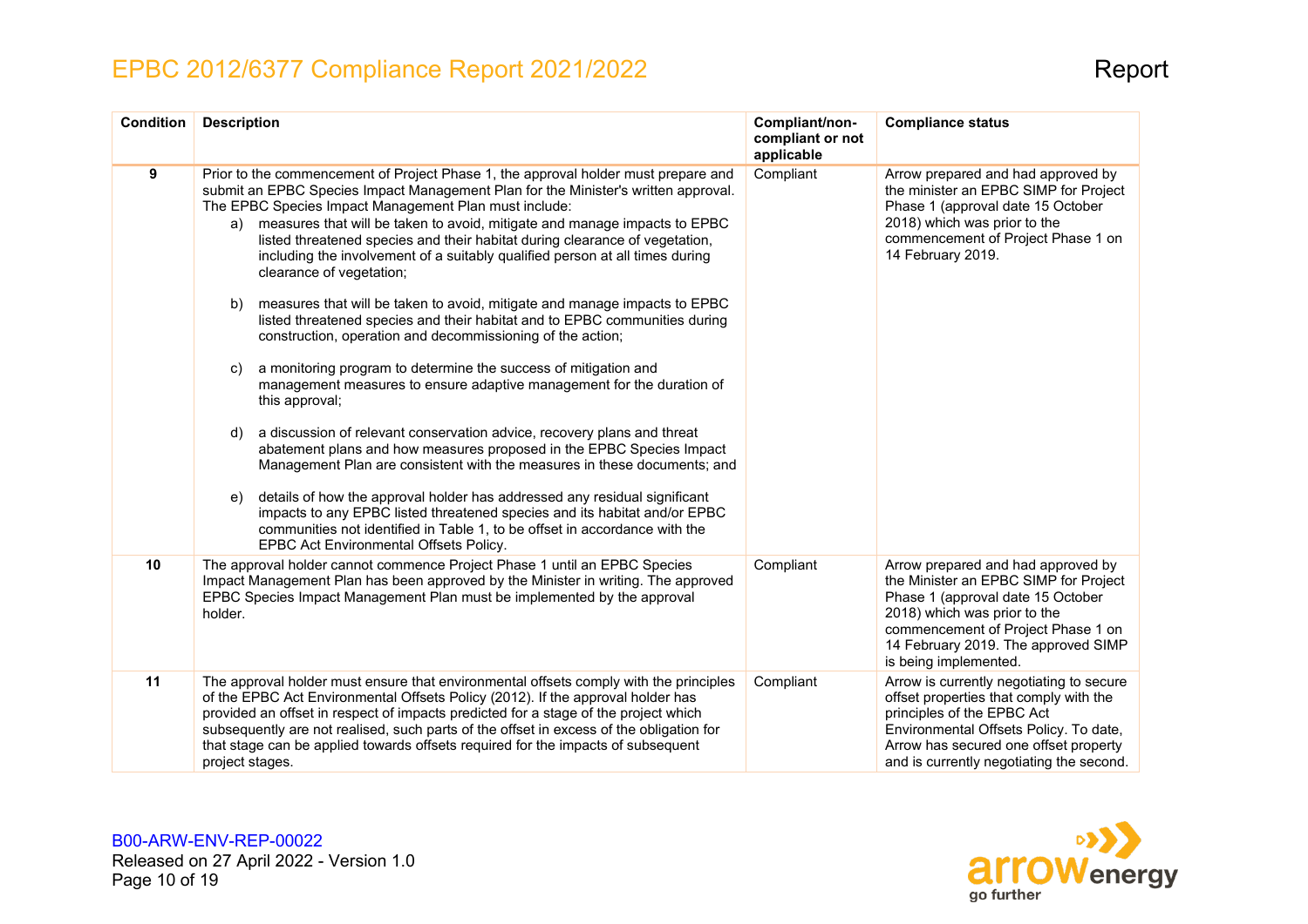| Condition | Description | Compliant/non-compliant or not applicable | Compliance status |
|---|---|---|---|
| 9 | Prior to the commencement of Project Phase 1, the approval holder must prepare and submit an EPBC Species Impact Management Plan for the Minister's written approval. The EPBC Species Impact Management Plan must include:<br>a) measures that will be taken to avoid, mitigate and manage impacts to EPBC listed threatened species and their habitat during clearance of vegetation, including the involvement of a suitably qualified person at all times during clearance of vegetation;<br>b) measures that will be taken to avoid, mitigate and manage impacts to EPBC listed threatened species and their habitat and to EPBC communities during construction, operation and decommissioning of the action;<br>c) a monitoring program to determine the success of mitigation and management measures to ensure adaptive management for the duration of this approval;<br>d) a discussion of relevant conservation advice, recovery plans and threat abatement plans and how measures proposed in the EPBC Species Impact Management Plan are consistent with the measures in these documents; and<br>e) details of how the approval holder has addressed any residual significant impacts to any EPBC listed threatened species and its habitat and/or EPBC communities not identified in Table 1, to be offset in accordance with the EPBC Act Environmental Offsets Policy. | Compliant | Arrow prepared and had approved by the minister an EPBC SIMP for Project Phase 1 (approval date 15 October 2018) which was prior to the commencement of Project Phase 1 on 14 February 2019. |
| 10 | The approval holder cannot commence Project Phase 1 until an EPBC Species Impact Management Plan has been approved by the Minister in writing. The approved EPBC Species Impact Management Plan must be implemented by the approval holder. | Compliant | Arrow prepared and had approved by the Minister an EPBC SIMP for Project Phase 1 (approval date 15 October 2018) which was prior to the commencement of Project Phase 1 on 14 February 2019. The approved SIMP is being implemented. |
| 11 | The approval holder must ensure that environmental offsets comply with the principles of the EPBC Act Environmental Offsets Policy (2012). If the approval holder has provided an offset in respect of impacts predicted for a stage of the project which subsequently are not realised, such parts of the offset in excess of the obligation for that stage can be applied towards offsets required for the impacts of subsequent project stages. | Compliant | Arrow is currently negotiating to secure offset properties that comply with the principles of the EPBC Act Environmental Offsets Policy. To date, Arrow has secured one offset property and is currently negotiating the second. |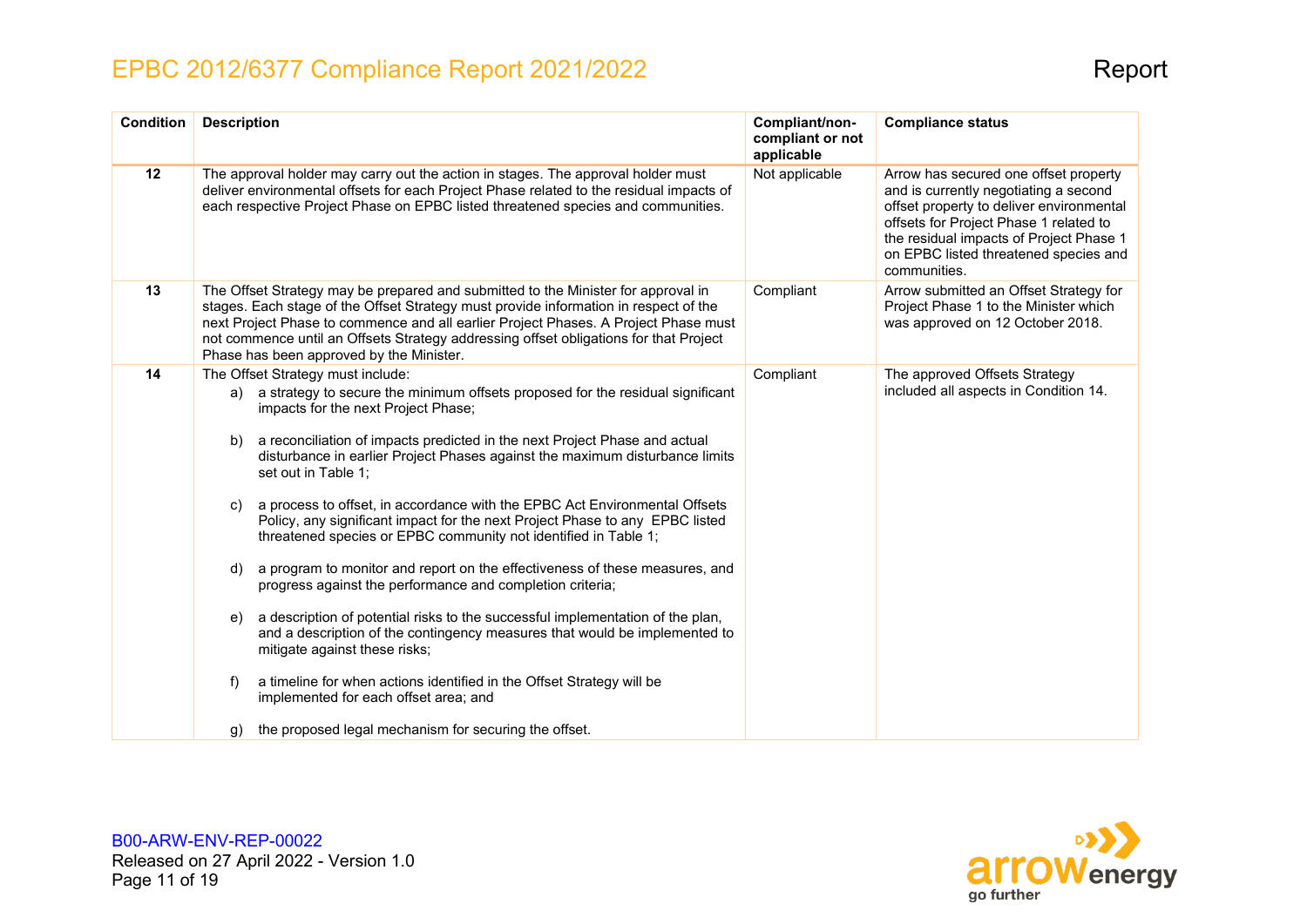| Condition | Description | Compliant/non-compliant or not applicable | Compliance status |
|---|---|---|---|
| 12 | The approval holder may carry out the action in stages. The approval holder must deliver environmental offsets for each Project Phase related to the residual impacts of each respective Project Phase on EPBC listed threatened species and communities. | Not applicable | Arrow has secured one offset property and is currently negotiating a second offset property to deliver environmental offsets for Project Phase 1 related to the residual impacts of Project Phase 1 on EPBC listed threatened species and communities. |
| 13 | The Offset Strategy may be prepared and submitted to the Minister for approval in stages. Each stage of the Offset Strategy must provide information in respect of the next Project Phase to commence and all earlier Project Phases. A Project Phase must not commence until an Offsets Strategy addressing offset obligations for that Project Phase has been approved by the Minister. | Compliant | Arrow submitted an Offset Strategy for Project Phase 1 to the Minister which was approved on 12 October 2018. |
| 14 | The Offset Strategy must include:<br>a) a strategy to secure the minimum offsets proposed for the residual significant impacts for the next Project Phase;<br>b) a reconciliation of impacts predicted in the next Project Phase and actual disturbance in earlier Project Phases against the maximum disturbance limits set out in Table 1;<br>c) a process to offset, in accordance with the EPBC Act Environmental Offsets Policy, any significant impact for the next Project Phase to any EPBC listed threatened species or EPBC community not identified in Table 1;<br>d) a program to monitor and report on the effectiveness of these measures, and progress against the performance and completion criteria;<br>e) a description of potential risks to the successful implementation of the plan, and a description of the contingency measures that would be implemented to mitigate against these risks;<br>f) a timeline for when actions identified in the Offset Strategy will be implemented for each offset area; and<br>g) the proposed legal mechanism for securing the offset. | Compliant | The approved Offsets Strategy included all aspects in Condition 14. |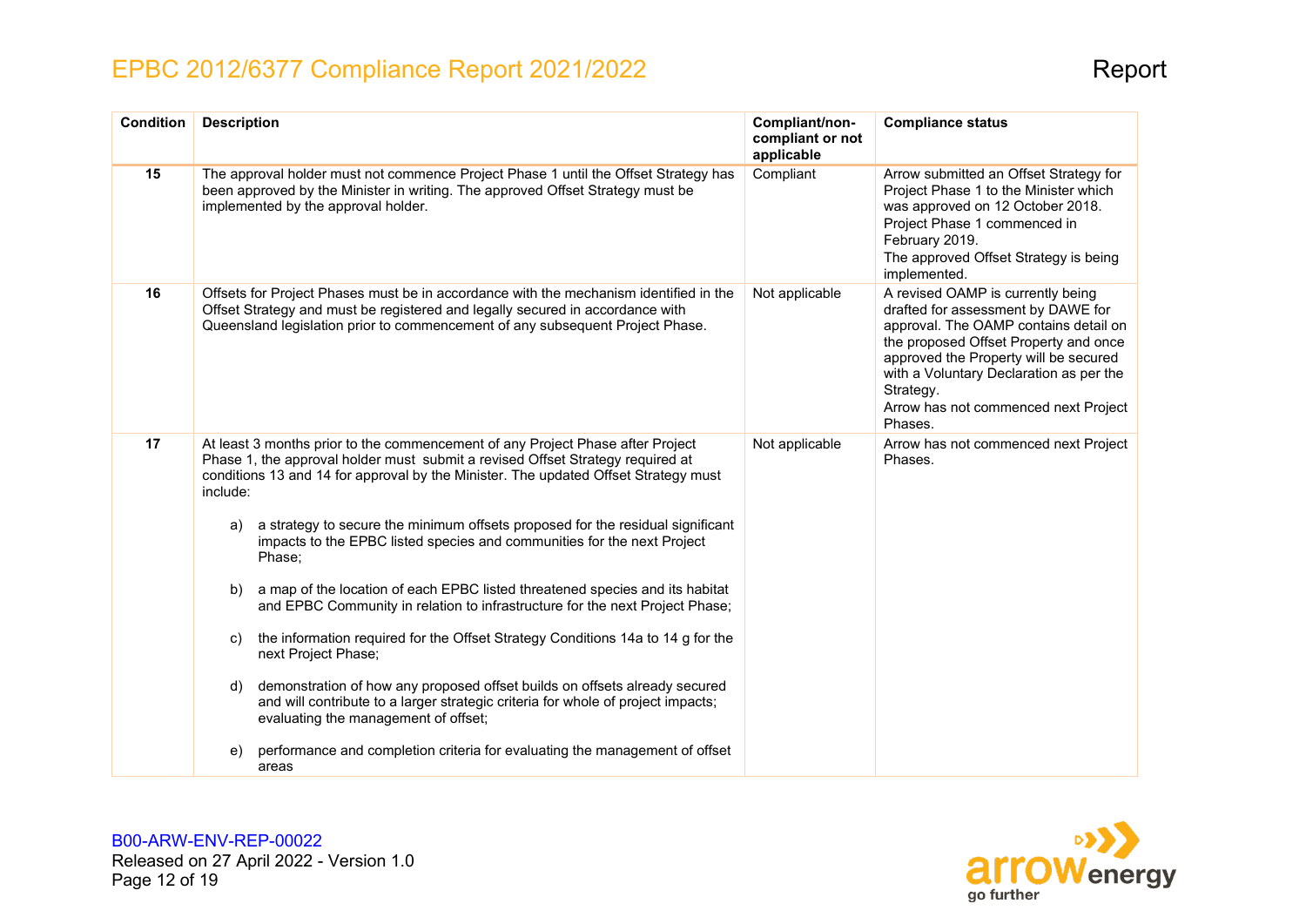| Condition | Description | Compliant/non-compliant or not applicable | Compliance status |
|---|---|---|---|
| 15 | The approval holder must not commence Project Phase 1 until the Offset Strategy has been approved by the Minister in writing. The approved Offset Strategy must be implemented by the approval holder. | Compliant | Arrow submitted an Offset Strategy for Project Phase 1 to the Minister which was approved on 12 October 2018. Project Phase 1 commenced in February 2019. The approved Offset Strategy is being implemented. |
| 16 | Offsets for Project Phases must be in accordance with the mechanism identified in the Offset Strategy and must be registered and legally secured in accordance with Queensland legislation prior to commencement of any subsequent Project Phase. | Not applicable | A revised OAMP is currently being drafted for assessment by DAWE for approval. The OAMP contains detail on the proposed Offset Property and once approved the Property will be secured with a Voluntary Declaration as per the Strategy. Arrow has not commenced next Project Phases. |
| 17 | At least 3 months prior to the commencement of any Project Phase after Project Phase 1, the approval holder must submit a revised Offset Strategy required at conditions 13 and 14 for approval by the Minister. The updated Offset Strategy must include: <br><br> a) a strategy to secure the minimum offsets proposed for the residual significant impacts to the EPBC listed species and communities for the next Project Phase; <br><br> b) a map of the location of each EPBC listed threatened species and its habitat and EPBC Community in relation to infrastructure for the next Project Phase; <br><br> c) the information required for the Offset Strategy Conditions 14a to 14 g for the next Project Phase; <br><br> d) demonstration of how any proposed offset builds on offsets already secured and will contribute to a larger strategic criteria for whole of project impacts; evaluating the management of offset; <br><br> e) performance and completion criteria for evaluating the management of offset areas | Not applicable | Arrow has not commenced next Project Phases. |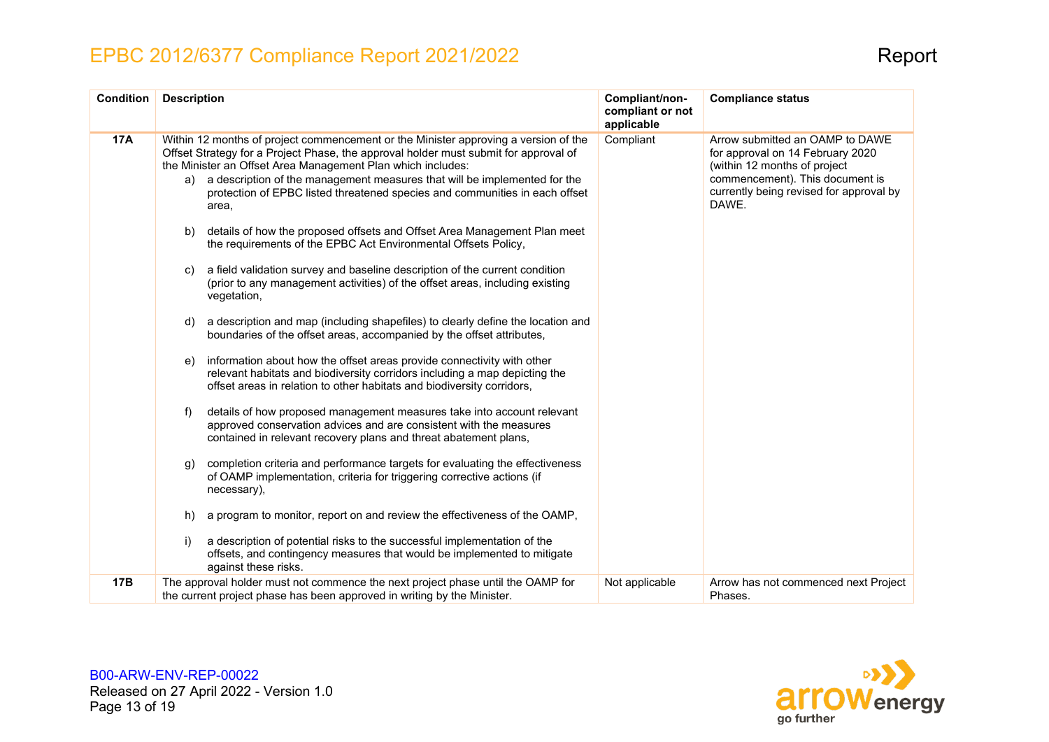| Condition | Description | Compliant/non-compliant or not applicable | Compliance status |
|---|---|---|---|
| **17A** | Within 12 months of project commencement or the Minister approving a version of the Offset Strategy for a Project Phase, the approval holder must submit for approval of the Minister an Offset Area Management Plan which includes:<br>a) a description of the management measures that will be implemented for the protection of EPBC listed threatened species and communities in each offset area,<br>b) details of how the proposed offsets and Offset Area Management Plan meet the requirements of the EPBC Act Environmental Offsets Policy,<br>c) a field validation survey and baseline description of the current condition (prior to any management activities) of the offset areas, including existing vegetation,<br>d) a description and map (including shapefiles) to clearly define the location and boundaries of the offset areas, accompanied by the offset attributes,<br>e) information about how the offset areas provide connectivity with other relevant habitats and biodiversity corridors including a map depicting the offset areas in relation to other habitats and biodiversity corridors,<br>f) details of how proposed management measures take into account relevant approved conservation advices and are consistent with the measures contained in relevant recovery plans and threat abatement plans,<br>g) completion criteria and performance targets for evaluating the effectiveness of OAMP implementation, criteria for triggering corrective actions (if necessary),<br>h) a program to monitor, report on and review the effectiveness of the OAMP,<br>i) a description of potential risks to the successful implementation of the offsets, and contingency measures that would be implemented to mitigate against these risks. | Compliant | Arrow submitted an OAMP to DAWE for approval on 14 February 2020 (within 12 months of project commencement). This document is currently being revised for approval by DAWE. |
| **17B** | The approval holder must not commence the next project phase until the OAMP for the current project phase has been approved in writing by the Minister. | Not applicable | Arrow has not commenced next Project Phases. |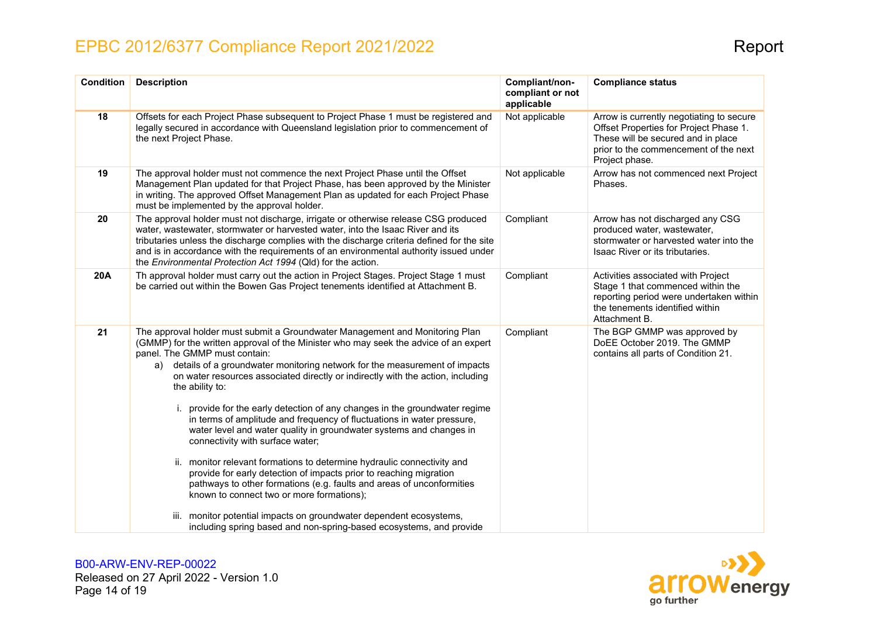| Condition | Description | Compliant/non-compliant or not applicable | Compliance status |
|---|---|---|---|
| 18 | Offsets for each Project Phase subsequent to Project Phase 1 must be registered and legally secured in accordance with Queensland legislation prior to commencement of the next Project Phase. | Not applicable | Arrow is currently negotiating to secure Offset Properties for Project Phase 1. These will be secured and in place prior to the commencement of the next Project phase. |
| 19 | The approval holder must not commence the next Project Phase until the Offset Management Plan updated for that Project Phase, has been approved by the Minister in writing. The approved Offset Management Plan as updated for each Project Phase must be implemented by the approval holder. | Not applicable | Arrow has not commenced next Project Phases. |
| 20 | The approval holder must not discharge, irrigate or otherwise release CSG produced water, wastewater, stormwater or harvested water, into the Isaac River and its tributaries unless the discharge complies with the discharge criteria defined for the site and is in accordance with the requirements of an environmental authority issued under the *Environmental Protection Act 1994* (Qld) for the action. | Compliant | Arrow has not discharged any CSG produced water, wastewater, stormwater or harvested water into the Isaac River or its tributaries. |
| 20A | Th approval holder must carry out the action in Project Stages. Project Stage 1 must be carried out within the Bowen Gas Project tenements identified at Attachment B. | Compliant | Activities associated with Project Stage 1 that commenced within the reporting period were undertaken within the tenements identified within Attachment B. |
| 21 | The approval holder must submit a Groundwater Management and Monitoring Plan (GMMP) for the written approval of the Minister who may seek the advice of an expert panel. The GMMP must contain:<br>a) details of a groundwater monitoring network for the measurement of impacts on water resources associated directly or indirectly with the action, including the ability to:<br>i. provide for the early detection of any changes in the groundwater regime in terms of amplitude and frequency of fluctuations in water pressure, water level and water quality in groundwater systems and changes in connectivity with surface water;<br>ii. monitor relevant formations to determine hydraulic connectivity and provide for early detection of impacts prior to reaching migration pathways to other formations (e.g. faults and areas of unconformities known to connect two or more formations);<br>iii. monitor potential impacts on groundwater dependent ecosystems, including spring based and non-spring-based ecosystems, and provide | Compliant | The BGP GMMP was approved by DoEE October 2019. The GMMP contains all parts of Condition 21. |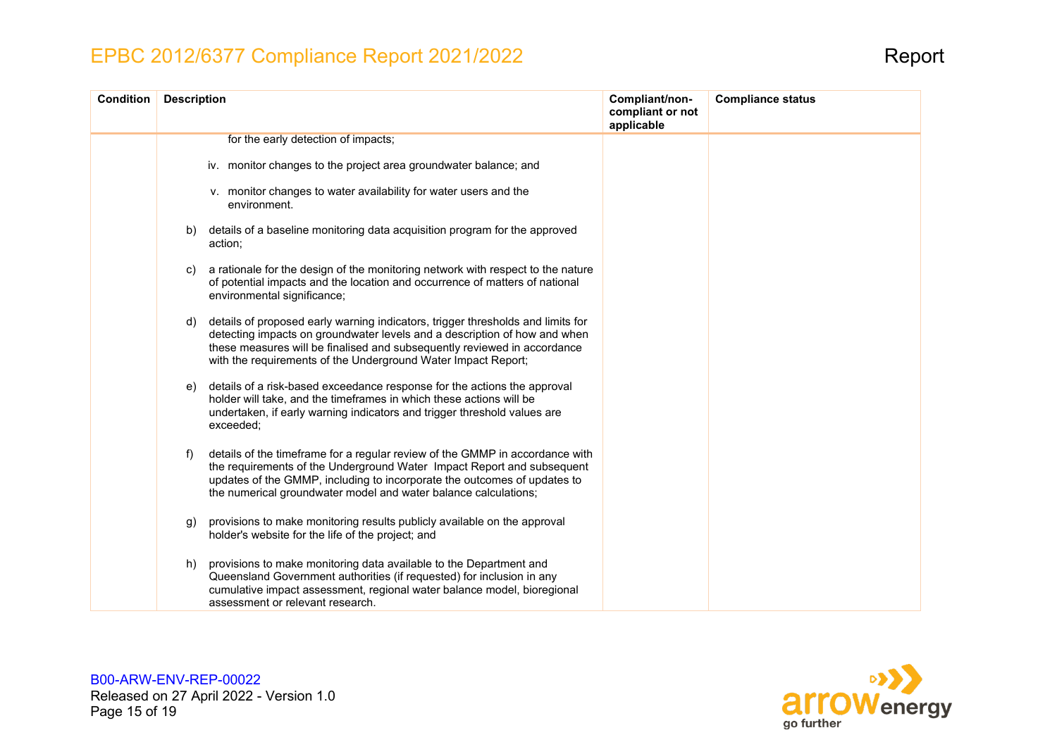| Condition | Description | Compliant/non-compliant or not applicable | Compliance status |
|---|---|---|---|
| | for the early detection of impacts;<br><br>iv. monitor changes to the project area groundwater balance; and<br><br>v. monitor changes to water availability for water users and the environment.<br><br>b) details of a baseline monitoring data acquisition program for the approved action;<br><br>c) a rationale for the design of the monitoring network with respect to the nature of potential impacts and the location and occurrence of matters of national environmental significance;<br><br>d) details of proposed early warning indicators, trigger thresholds and limits for detecting impacts on groundwater levels and a description of how and when these measures will be finalised and subsequently reviewed in accordance with the requirements of the Underground Water Impact Report;<br><br>e) details of a risk-based exceedance response for the actions the approval holder will take, and the timeframes in which these actions will be undertaken, if early warning indicators and trigger threshold values are exceeded;<br><br>f) details of the timeframe for a regular review of the GMMP in accordance with the requirements of the Underground Water Impact Report and subsequent updates of the GMMP, including to incorporate the outcomes of updates to the numerical groundwater model and water balance calculations;<br><br>g) provisions to make monitoring results publicly available on the approval holder's website for the life of the project; and<br><br>h) provisions to make monitoring data available to the Department and Queensland Government authorities (if requested) for inclusion in any cumulative impact assessment, regional water balance model, bioregional assessment or relevant research. | | |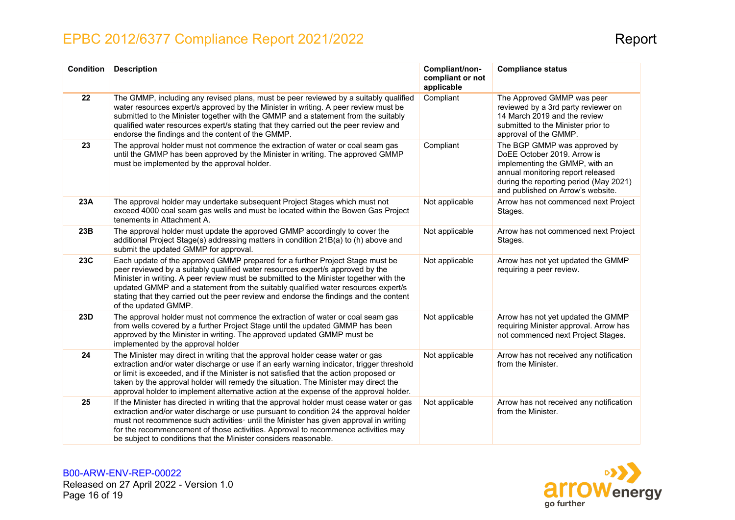| Condition | Description | Compliant/non-compliant or not applicable | Compliance status |
|---|---|---|---|
| 22 | The GMMP, including any revised plans, must be peer reviewed by a suitably qualified water resources expert/s approved by the Minister in writing. A peer review must be submitted to the Minister together with the GMMP and a statement from the suitably qualified water resources expert/s stating that they carried out the peer review and endorse the findings and the content of the GMMP. | Compliant | The Approved GMMP was peer reviewed by a 3rd party reviewer on 14 March 2019 and the review submitted to the Minister prior to approval of the GMMP. |
| 23 | The approval holder must not commence the extraction of water or coal seam gas until the GMMP has been approved by the Minister in writing. The approved GMMP must be implemented by the approval holder. | Compliant | The BGP GMMP was approved by DoEE October 2019. Arrow is implementing the GMMP, with an annual monitoring report released during the reporting period (May 2021) and published on Arrow's website. |
| 23A | The approval holder may undertake subsequent Project Stages which must not exceed 4000 coal seam gas wells and must be located within the Bowen Gas Project tenements in Attachment A. | Not applicable | Arrow has not commenced next Project Stages. |
| 23B | The approval holder must update the approved GMMP accordingly to cover the additional Project Stage(s) addressing matters in condition 21B(a) to (h) above and submit the updated GMMP for approval. | Not applicable | Arrow has not commenced next Project Stages. |
| 23C | Each update of the approved GMMP prepared for a further Project Stage must be peer reviewed by a suitably qualified water resources expert/s approved by the Minister in writing. A peer review must be submitted to the Minister together with the updated GMMP and a statement from the suitably qualified water resources expert/s stating that they carried out the peer review and endorse the findings and the content of the updated GMMP. | Not applicable | Arrow has not yet updated the GMMP requiring a peer review. |
| 23D | The approval holder must not commence the extraction of water or coal seam gas from wells covered by a further Project Stage until the updated GMMP has been approved by the Minister in writing. The approved updated GMMP must be implemented by the approval holder | Not applicable | Arrow has not yet updated the GMMP requiring Minister approval. Arrow has not commenced next Project Stages. |
| 24 | The Minister may direct in writing that the approval holder cease water or gas extraction and/or water discharge or use if an early warning indicator, trigger threshold or limit is exceeded, and if the Minister is not satisfied that the action proposed or taken by the approval holder will remedy the situation. The Minister may direct the approval holder to implement alternative action at the expense of the approval holder. | Not applicable | Arrow has not received any notification from the Minister. |
| 25 | If the Minister has directed in writing that the approval holder must cease water or gas extraction and/or water discharge or use pursuant to condition 24 the approval holder must not recommence such activities· until the Minister has given approval in writing for the recommencement of those activities. Approval to recommence activities may be subject to conditions that the Minister considers reasonable. | Not applicable | Arrow has not received any notification from the Minister. |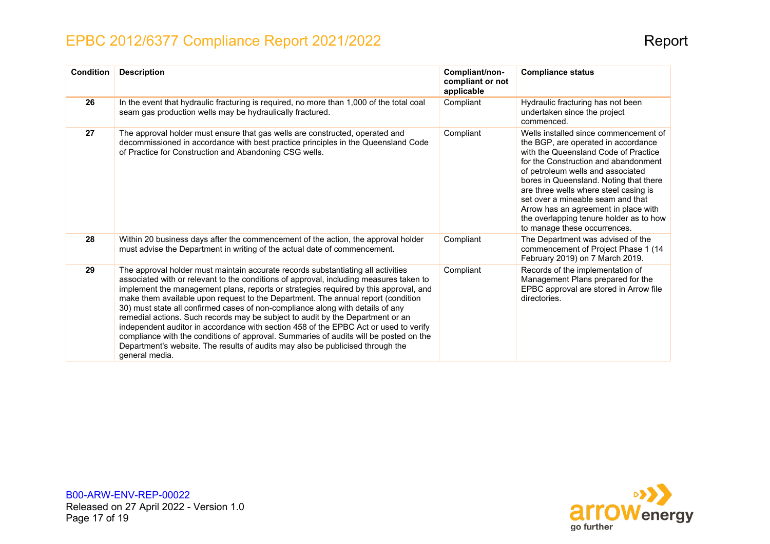| Condition | Description | Compliant/non-compliant or not applicable | Compliance status |
|---|---|---|---|
| **26** | In the event that hydraulic fracturing is required, no more than 1,000 of the total coal seam gas production wells may be hydraulically fractured. | Compliant | Hydraulic fracturing has not been undertaken since the project commenced. |
| **27** | The approval holder must ensure that gas wells are constructed, operated and decommissioned in accordance with best practice principles in the Queensland Code of Practice for Construction and Abandoning CSG wells. | Compliant | Wells installed since commencement of the BGP, are operated in accordance with the Queensland Code of Practice for the Construction and abandonment of petroleum wells and associated bores in Queensland. Noting that there are three wells where steel casing is set over a mineable seam and that Arrow has an agreement in place with the overlapping tenure holder as to how to manage these occurrences. |
| **28** | Within 20 business days after the commencement of the action, the approval holder must advise the Department in writing of the actual date of commencement. | Compliant | The Department was advised of the commencement of Project Phase 1 (14 February 2019) on 7 March 2019. |
| **29** | The approval holder must maintain accurate records substantiating all activities associated with or relevant to the conditions of approval, including measures taken to implement the management plans, reports or strategies required by this approval, and make them available upon request to the Department. The annual report (condition 30) must state all confirmed cases of non-compliance along with details of any remedial actions. Such records may be subject to audit by the Department or an independent auditor in accordance with section 458 of the EPBC Act or used to verify compliance with the conditions of approval. Summaries of audits will be posted on the Department's website. The results of audits may also be publicised through the general media. | Compliant | Records of the implementation of Management Plans prepared for the EPBC approval are stored in Arrow file directories. |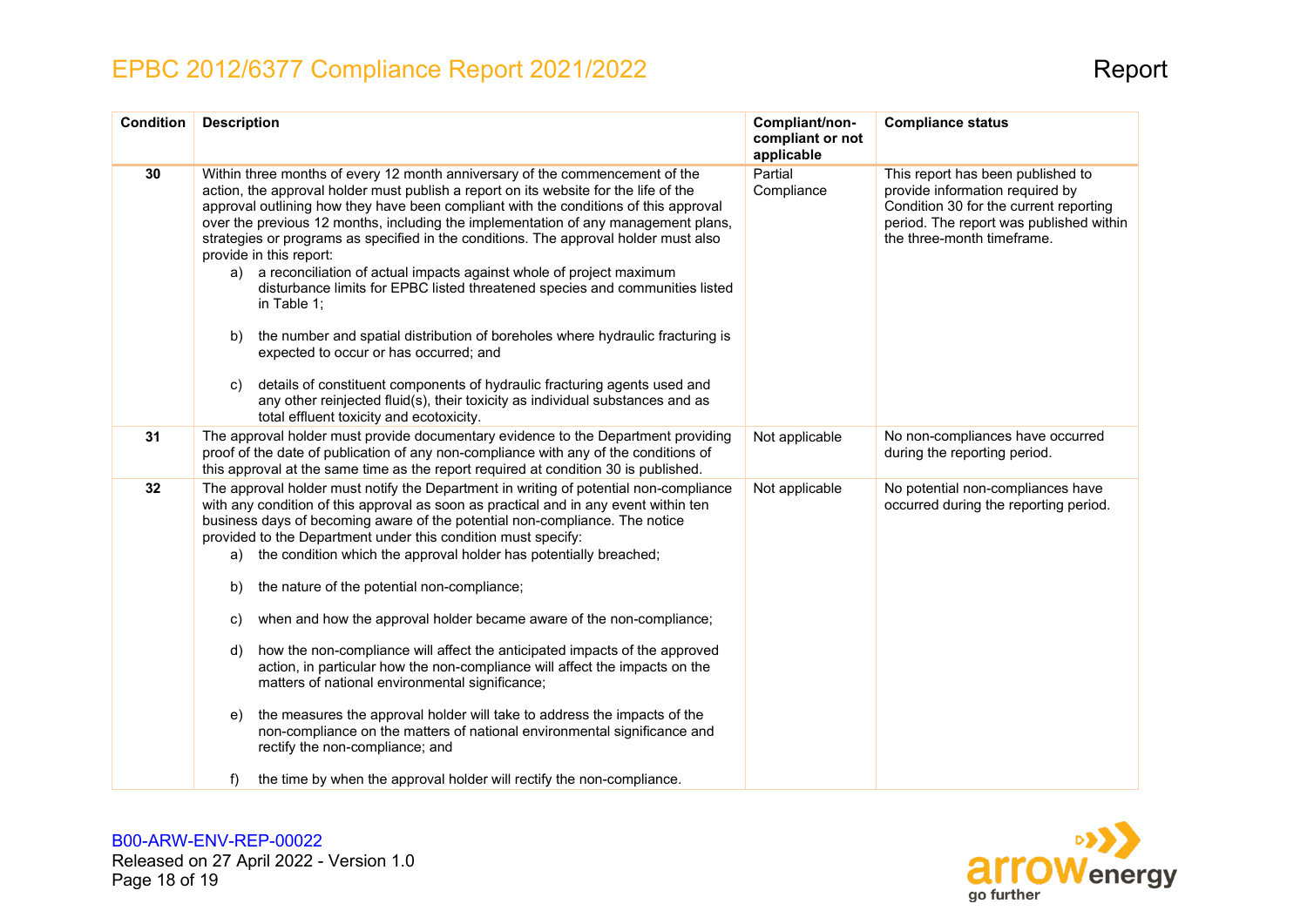| Condition | Description | Compliant/non-compliant or not applicable | Compliance status |
|---|---|---|---|
| 30 | Within three months of every 12 month anniversary of the commencement of the action, the approval holder must publish a report on its website for the life of the approval outlining how they have been compliant with the conditions of this approval over the previous 12 months, including the implementation of any management plans, strategies or programs as specified in the conditions. The approval holder must also provide in this report:<br>a) a reconciliation of actual impacts against whole of project maximum disturbance limits for EPBC listed threatened species and communities listed in Table 1;<br>b) the number and spatial distribution of boreholes where hydraulic fracturing is expected to occur or has occurred; and<br>c) details of constituent components of hydraulic fracturing agents used and any other reinjected fluid(s), their toxicity as individual substances and as total effluent toxicity and ecotoxicity. | Partial Compliance | This report has been published to provide information required by Condition 30 for the current reporting period. The report was published within the three-month timeframe. |
| 31 | The approval holder must provide documentary evidence to the Department providing proof of the date of publication of any non-compliance with any of the conditions of this approval at the same time as the report required at condition 30 is published. | Not applicable | No non-compliances have occurred during the reporting period. |
| 32 | The approval holder must notify the Department in writing of potential non-compliance with any condition of this approval as soon as practical and in any event within ten business days of becoming aware of the potential non-compliance. The notice provided to the Department under this condition must specify:<br>a) the condition which the approval holder has potentially breached;<br>b) the nature of the potential non-compliance;<br>c) when and how the approval holder became aware of the non-compliance;<br>d) how the non-compliance will affect the anticipated impacts of the approved action, in particular how the non-compliance will affect the impacts on the matters of national environmental significance;<br>e) the measures the approval holder will take to address the impacts of the non-compliance on the matters of national environmental significance and rectify the non-compliance; and<br>f) the time by when the approval holder will rectify the non-compliance. | Not applicable | No potential non-compliances have occurred during the reporting period. |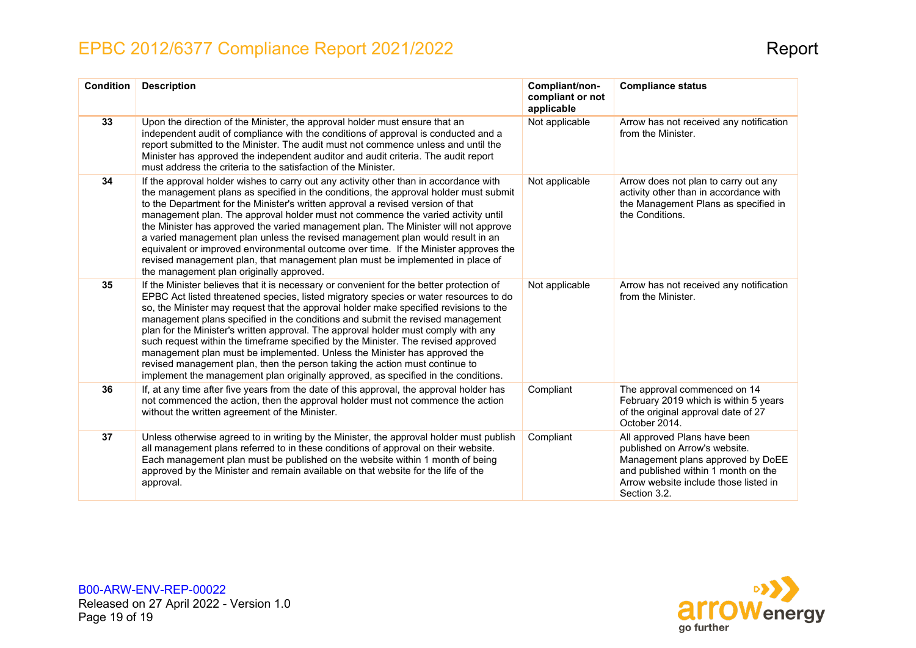| Condition | Description | Compliant/non-compliant or not applicable | Compliance status |
|---|---|---|---|
| 33 | Upon the direction of the Minister, the approval holder must ensure that an independent audit of compliance with the conditions of approval is conducted and a report submitted to the Minister. The audit must not commence unless and until the Minister has approved the independent auditor and audit criteria. The audit report must address the criteria to the satisfaction of the Minister. | Not applicable | Arrow has not received any notification from the Minister. |
| 34 | If the approval holder wishes to carry out any activity other than in accordance with the management plans as specified in the conditions, the approval holder must submit to the Department for the Minister's written approval a revised version of that management plan. The approval holder must not commence the varied activity until the Minister has approved the varied management plan. The Minister will not approve a varied management plan unless the revised management plan would result in an equivalent or improved environmental outcome over time. If the Minister approves the revised management plan, that management plan must be implemented in place of the management plan originally approved. | Not applicable | Arrow does not plan to carry out any activity other than in accordance with the Management Plans as specified in the Conditions. |
| 35 | If the Minister believes that it is necessary or convenient for the better protection of EPBC Act listed threatened species, listed migratory species or water resources to do so, the Minister may request that the approval holder make specified revisions to the management plans specified in the conditions and submit the revised management plan for the Minister's written approval. The approval holder must comply with any such request within the timeframe specified by the Minister. The revised approved management plan must be implemented. Unless the Minister has approved the revised management plan, then the person taking the action must continue to implement the management plan originally approved, as specified in the conditions. | Not applicable | Arrow has not received any notification from the Minister. |
| 36 | If, at any time after five years from the date of this approval, the approval holder has not commenced the action, then the approval holder must not commence the action without the written agreement of the Minister. | Compliant | The approval commenced on 14 February 2019 which is within 5 years of the original approval date of 27 October 2014. |
| 37 | Unless otherwise agreed to in writing by the Minister, the approval holder must publish all management plans referred to in these conditions of approval on their website. Each management plan must be published on the website within 1 month of being approved by the Minister and remain available on that website for the life of the approval. | Compliant | All approved Plans have been published on Arrow's website. Management plans approved by DoEE and published within 1 month on the Arrow website include those listed in Section 3.2. |